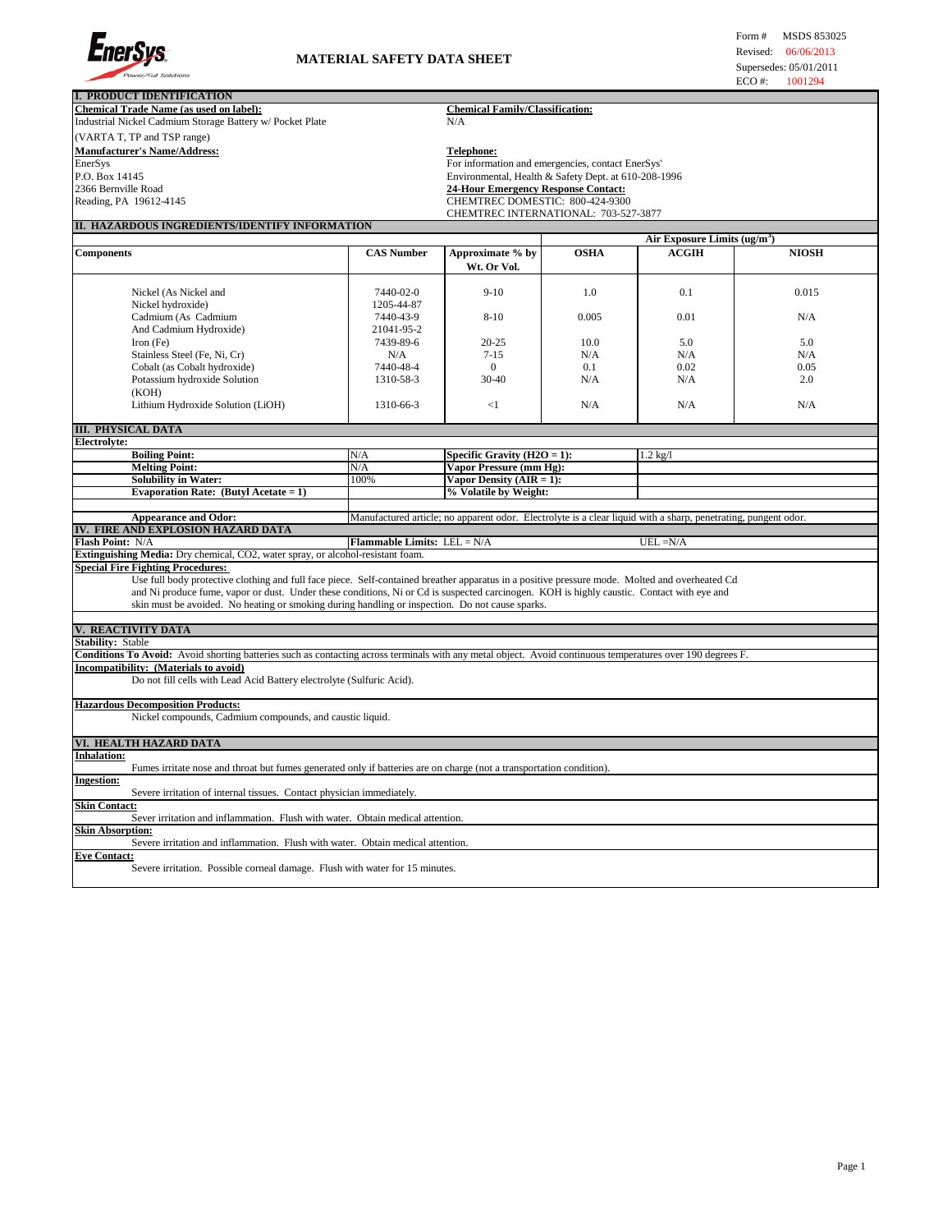EnerSys
Power/Full Solutions

# MATERIAL SAFETY DATA SHEET

Form # MSDS 853025
Revised: 06/06/2013
Supersedes: 05/01/2011
ECO #: 1001294

## I. PRODUCT IDENTIFICATION

**Chemical Trade Name (as used on label):**
Industrial Nickel Cadmium Storage Battery w/ Pocket Plate
(VARTA T, TP and TSP range)

**Chemical Family/Classification:**
N/A

**Manufacturer's Name/Address:**
EnerSys
P.O. Box 14145
2366 Bernville Road
Reading, PA 19612-4145

**Telephone:**
For information and emergencies, contact EnerSys' Environmental, Health & Safety Dept. at 610-208-1996

**24-Hour Emergency Response Contact:**
CHEMTREC DOMESTIC: 800-424-9300
CHEMTREC INTERNATIONAL: 703-527-3877

## II. HAZARDOUS INGREDIENTS/IDENTIFY INFORMATION

| | | | Air Exposure Limits (ug/m$^3$) | | |
|---|---|---|---|---|---|
| **Components** | **CAS Number** | **Approximate % by Wt. Or Vol.** | **OSHA** | **ACGIH** | **NIOSH** |
| Nickel (As Nickel and Nickel hydroxide) | 7440-02-0 1205-44-87 | 9-10 | 1.0 | 0.1 | 0.015 |
| Cadmium (As Cadmium And Cadmium Hydroxide) | 7440-43-9 21041-95-2 | 8-10 | 0.005 | 0.01 | N/A |
| Iron (Fe) | 7439-89-6 | 20-25 | 10.0 | 5.0 | 5.0 |
| Stainless Steel (Fe, Ni, Cr) | N/A | 7-15 | N/A | N/A | N/A |
| Cobalt (as Cobalt hydroxide) | 7440-48-4 | 0 | 0.1 | 0.02 | 0.05 |
| Potassium hydroxide Solution (KOH) | 1310-58-3 | 30-40 | N/A | N/A | 2.0 |
| Lithium Hydroxide Solution (LiOH) | 1310-66-3 | <1 | N/A | N/A | N/A |

## III. PHYSICAL DATA

**Electrolyte:**

| | | | |
|---|---|---|---|
| **Boiling Point:** | N/A | **Specific Gravity (H2O = 1):** | 1.2 kg/l |
| **Melting Point:** | N/A | **Vapor Pressure (mm Hg):** | |
| **Solubility in Water:** | 100% | **Vapor Density (AIR = 1):** | |
| **Evaporation Rate: (Butyl Acetate = 1)** | | **% Volatile by Weight:** | |

**Appearance and Odor:** Manufactured article; no apparent odor. Electrolyte is a clear liquid with a sharp, penetrating, pungent odor.

## IV. FIRE AND EXPLOSION HAZARD DATA

**Flash Point:** N/A | **Flammable Limits:** LEL = N/A | UEL =N/A

**Extinguishing Media:** Dry chemical, CO2, water spray, or alcohol-resistant foam.

**Special Fire Fighting Procedures:**
Use full body protective clothing and full face piece. Self-contained breather apparatus in a positive pressure mode. Molted and overheated Cd and Ni produce fume, vapor or dust. Under these conditions, Ni or Cd is suspected carcinogen. KOH is highly caustic. Contact with eye and skin must be avoided. No heating or smoking during handling or inspection. Do not cause sparks.

## V. REACTIVITY DATA

**Stability:** Stable

**Conditions To Avoid:** Avoid shorting batteries such as contacting across terminals with any metal object. Avoid continuous temperatures over 190 degrees F.

**Incompatibility: (Materials to avoid)**
Do not fill cells with Lead Acid Battery electrolyte (Sulfuric Acid).

**Hazardous Decomposition Products:**
Nickel compounds, Cadmium compounds, and caustic liquid.

## VI. HEALTH HAZARD DATA

**Inhalation:**
Fumes irritate nose and throat but fumes generated only if batteries are on charge (not a transportation condition).

**Ingestion:**
Severe irritation of internal tissues. Contact physician immediately.

**Skin Contact:**
Sever irritation and inflammation. Flush with water. Obtain medical attention.

**Skin Absorption:**
Severe irritation and inflammation. Flush with water. Obtain medical attention.

**Eye Contact:**
Severe irritation. Possible corneal damage. Flush with water for 15 minutes.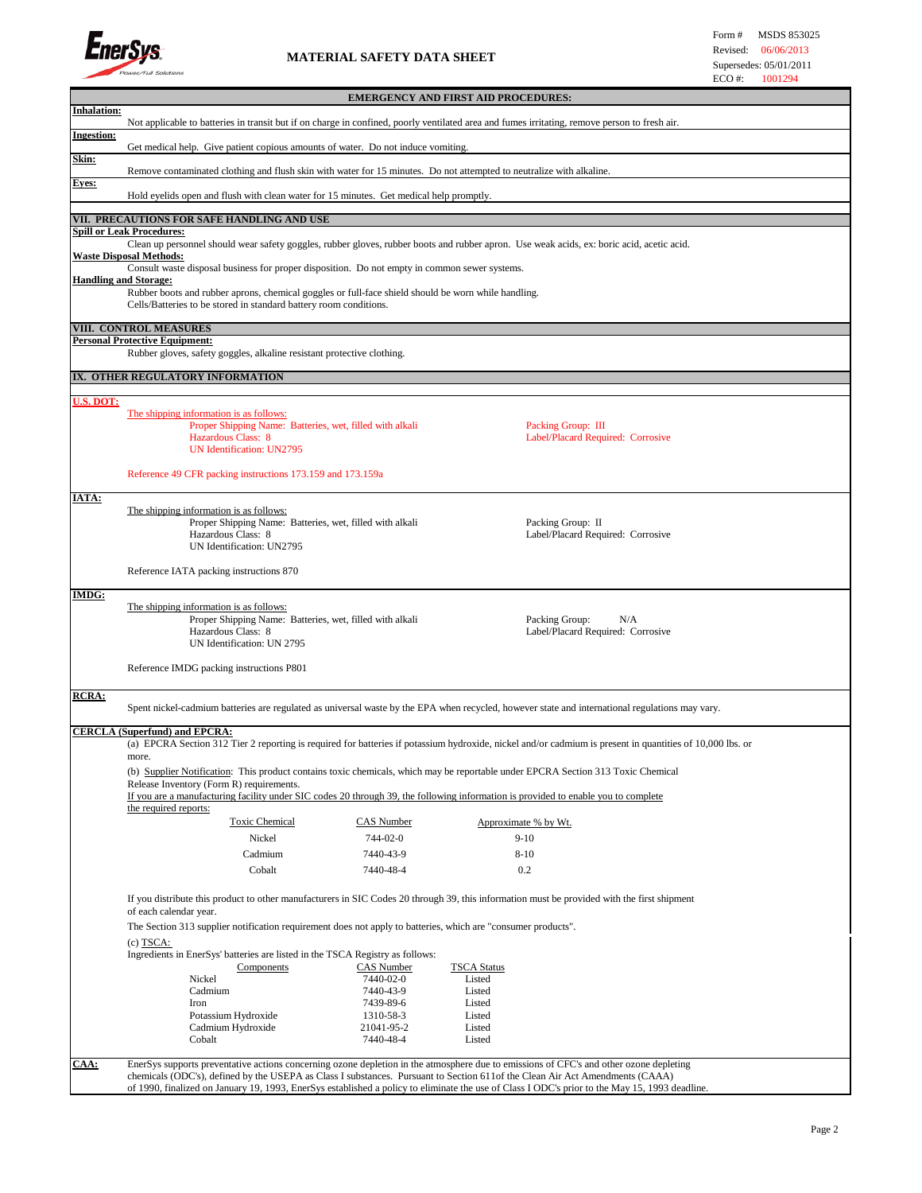**EnerSys** Power/Full Solutions

# MATERIAL SAFETY DATA SHEET

Form # MSDS 853025
Revised: 06/06/2013
Supersedes: 05/01/2011
ECO #: 1001294

## EMERGENCY AND FIRST AID PROCEDURES:

**Inhalation:**
Not applicable to batteries in transit but if on charge in confined, poorly ventilated area and fumes irritating, remove person to fresh air.

**Ingestion:**
Get medical help. Give patient copious amounts of water. Do not induce vomiting.

**Skin:**
Remove contaminated clothing and flush skin with water for 15 minutes. Do not attempted to neutralize with alkaline.

**Eyes:**
Hold eyelids open and flush with clean water for 15 minutes. Get medical help promptly.

## VII. PRECAUTIONS FOR SAFE HANDLING AND USE

**Spill or Leak Procedures:**
Clean up personnel should wear safety goggles, rubber gloves, rubber boots and rubber apron. Use weak acids, ex: boric acid, acetic acid.

**Waste Disposal Methods:**
Consult waste disposal business for proper disposition. Do not empty in common sewer systems.

**Handling and Storage:**
Rubber boots and rubber aprons, chemical goggles or full-face shield should be worn while handling.
Cells/Batteries to be stored in standard battery room conditions.

## VIII. CONTROL MEASURES

**Personal Protective Equipment:**
Rubber gloves, safety goggles, alkaline resistant protective clothing.

## IX. OTHER REGULATORY INFORMATION

**U.S. DOT:**

The shipping information is as follows:

Proper Shipping Name: Batteries, wet, filled with alkali
Hazardous Class: 8
UN Identification: UN2795

Packing Group: III
Label/Placard Required: Corrosive

Reference 49 CFR packing instructions 173.159 and 173.159a

**IATA:**

The shipping information is as follows:

Proper Shipping Name: Batteries, wet, filled with alkali
Hazardous Class: 8
UN Identification: UN2795

Packing Group: II
Label/Placard Required: Corrosive

Reference IATA packing instructions 870

**IMDG:**

The shipping information is as follows:

Proper Shipping Name: Batteries, wet, filled with alkali
Hazardous Class: 8
UN Identification: UN 2795

Packing Group: N/A
Label/Placard Required: Corrosive

Reference IMDG packing instructions P801

**RCRA:**
Spent nickel-cadmium batteries are regulated as universal waste by the EPA when recycled, however state and international regulations may vary.

**CERCLA (Superfund) and EPCRA:**

(a) EPCRA Section 312 Tier 2 reporting is required for batteries if potassium hydroxide, nickel and/or cadmium is present in quantities of 10,000 lbs. or more.

(b) Supplier Notification: This product contains toxic chemicals, which may be reportable under EPCRA Section 313 Toxic Chemical Release Inventory (Form R) requirements.
If you are a manufacturing facility under SIC codes 20 through 39, the following information is provided to enable you to complete the required reports:

| Toxic Chemical | CAS Number | Approximate % by Wt. |
|---|---|---|
| Nickel | 744-02-0 | 9-10 |
| Cadmium | 7440-43-9 | 8-10 |
| Cobalt | 7440-48-4 | 0.2 |

If you distribute this product to other manufacturers in SIC Codes 20 through 39, this information must be provided with the first shipment of each calendar year.

The Section 313 supplier notification requirement does not apply to batteries, which are "consumer products".

(c) TSCA:
Ingredients in EnerSys' batteries are listed in the TSCA Registry as follows:

| Components | CAS Number | TSCA Status |
|---|---|---|
| Nickel | 7440-02-0 | Listed |
| Cadmium | 7440-43-9 | Listed |
| Iron | 7439-89-6 | Listed |
| Potassium Hydroxide | 1310-58-3 | Listed |
| Cadmium Hydroxide | 21041-95-2 | Listed |
| Cobalt | 7440-48-4 | Listed |

**CAA:**
EnerSys supports preventative actions concerning ozone depletion in the atmosphere due to emissions of CFC's and other ozone depleting chemicals (ODC's), defined by the USEPA as Class I substances. Pursuant to Section 611of the Clean Air Act Amendments (CAAA) of 1990, finalized on January 19, 1993, EnerSys established a policy to eliminate the use of Class I ODC's prior to the May 15, 1993 deadline.